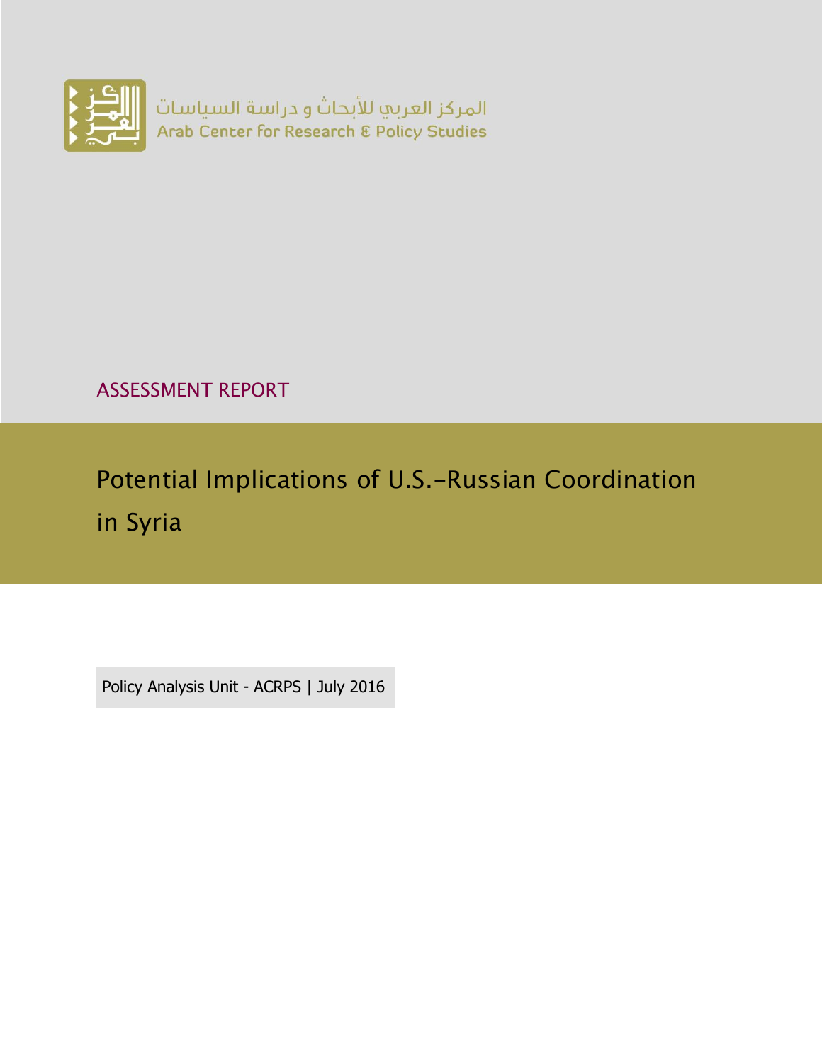المركز العربي للأبحاث و دراسة السياسات
Arab Center for Research & Policy Studies

ASSESSMENT REPORT

# Potential Implications of U.S.-Russian Coordination in Syria

Policy Analysis Unit - ACRPS | July 2016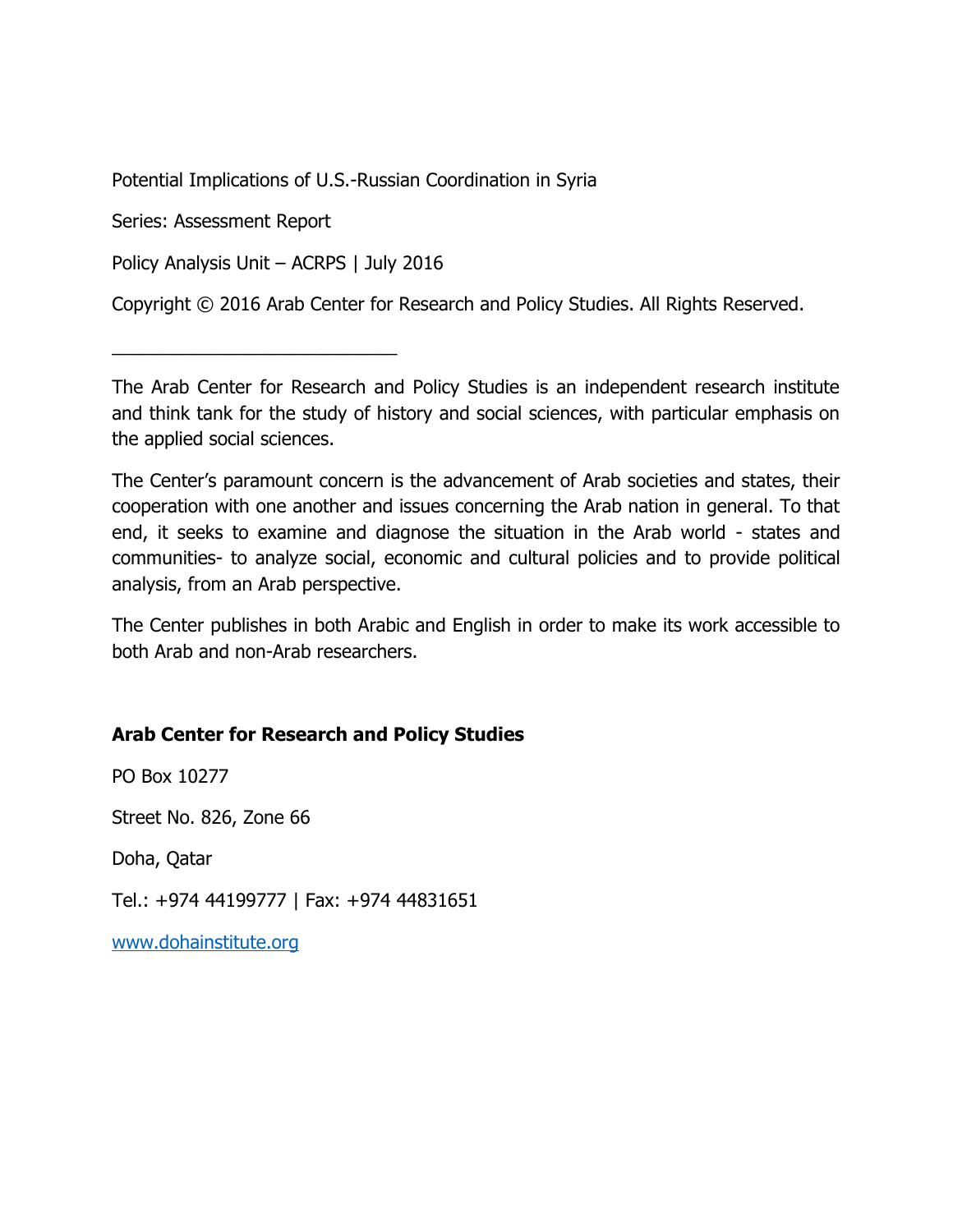Potential Implications of U.S.-Russian Coordination in Syria

Series: Assessment Report

Policy Analysis Unit – ACRPS | July 2016

Copyright © 2016 Arab Center for Research and Policy Studies. All Rights Reserved.

---

The Arab Center for Research and Policy Studies is an independent research institute and think tank for the study of history and social sciences, with particular emphasis on the applied social sciences.

The Center's paramount concern is the advancement of Arab societies and states, their cooperation with one another and issues concerning the Arab nation in general. To that end, it seeks to examine and diagnose the situation in the Arab world - states and communities- to analyze social, economic and cultural policies and to provide political analysis, from an Arab perspective.

The Center publishes in both Arabic and English in order to make its work accessible to both Arab and non-Arab researchers.

**Arab Center for Research and Policy Studies**

PO Box 10277

Street No. 826, Zone 66

Doha, Qatar

Tel.: +974 44199777 | Fax: +974 44831651

[www.dohainstitute.org](http://www.dohainstitute.org)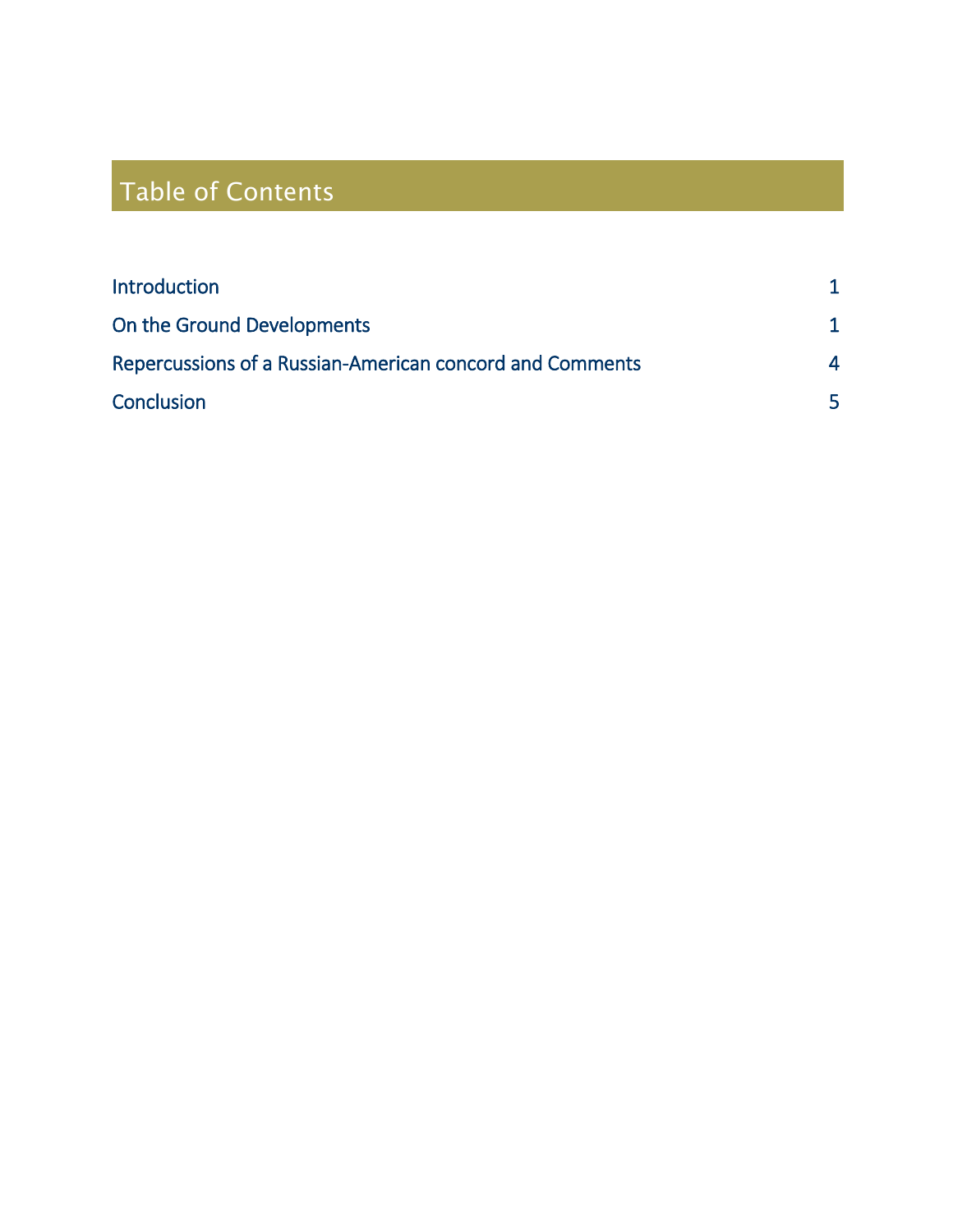## Table of Contents

| | |
|---|---|
| Introduction | 1 |
| On the Ground Developments | 1 |
| Repercussions of a Russian-American concord and Comments | 4 |
| Conclusion | 5 |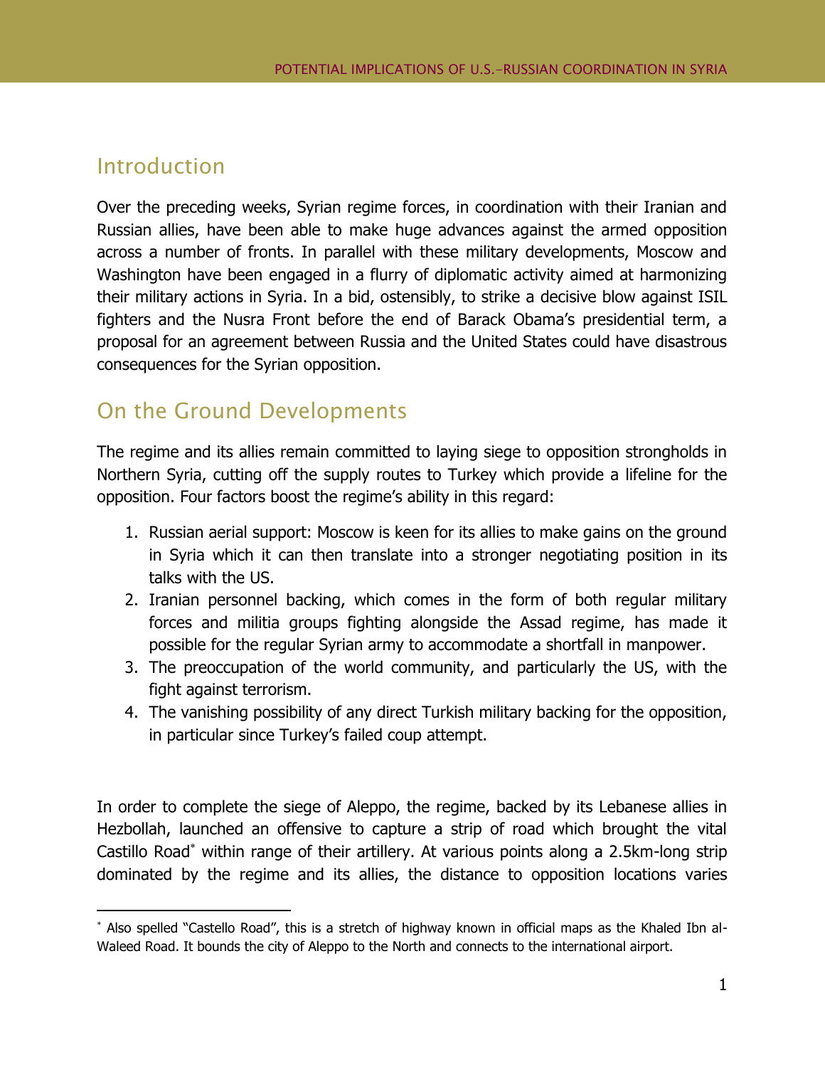## Introduction

Over the preceding weeks, Syrian regime forces, in coordination with their Iranian and Russian allies, have been able to make huge advances against the armed opposition across a number of fronts. In parallel with these military developments, Moscow and Washington have been engaged in a flurry of diplomatic activity aimed at harmonizing their military actions in Syria. In a bid, ostensibly, to strike a decisive blow against ISIL fighters and the Nusra Front before the end of Barack Obama's presidential term, a proposal for an agreement between Russia and the United States could have disastrous consequences for the Syrian opposition.

## On the Ground Developments

The regime and its allies remain committed to laying siege to opposition strongholds in Northern Syria, cutting off the supply routes to Turkey which provide a lifeline for the opposition. Four factors boost the regime's ability in this regard:

1. Russian aerial support: Moscow is keen for its allies to make gains on the ground in Syria which it can then translate into a stronger negotiating position in its talks with the US.
2. Iranian personnel backing, which comes in the form of both regular military forces and militia groups fighting alongside the Assad regime, has made it possible for the regular Syrian army to accommodate a shortfall in manpower.
3. The preoccupation of the world community, and particularly the US, with the fight against terrorism.
4. The vanishing possibility of any direct Turkish military backing for the opposition, in particular since Turkey's failed coup attempt.

In order to complete the siege of Aleppo, the regime, backed by its Lebanese allies in Hezbollah, launched an offensive to capture a strip of road which brought the vital Castillo Road* within range of their artillery. At various points along a 2.5km-long strip dominated by the regime and its allies, the distance to opposition locations varies

* Also spelled "Castello Road", this is a stretch of highway known in official maps as the Khaled Ibn al-Waleed Road. It bounds the city of Aleppo to the North and connects to the international airport.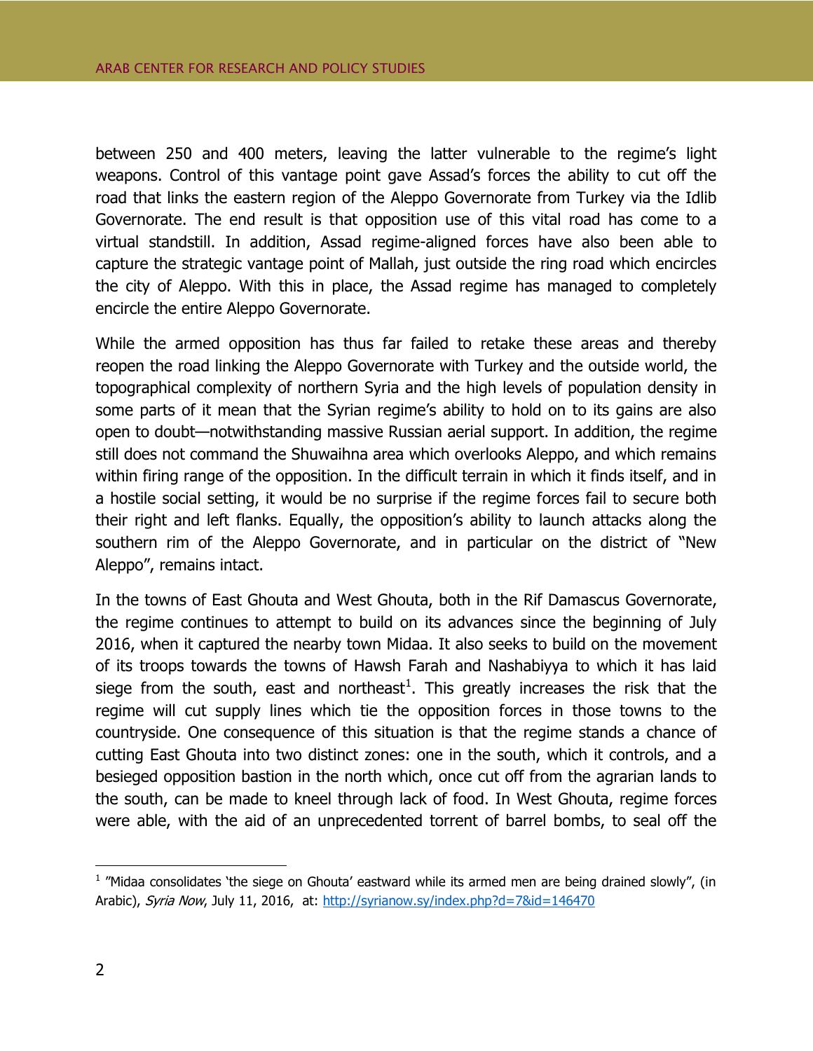between 250 and 400 meters, leaving the latter vulnerable to the regime's light weapons. Control of this vantage point gave Assad's forces the ability to cut off the road that links the eastern region of the Aleppo Governorate from Turkey via the Idlib Governorate. The end result is that opposition use of this vital road has come to a virtual standstill. In addition, Assad regime-aligned forces have also been able to capture the strategic vantage point of Mallah, just outside the ring road which encircles the city of Aleppo. With this in place, the Assad regime has managed to completely encircle the entire Aleppo Governorate.

While the armed opposition has thus far failed to retake these areas and thereby reopen the road linking the Aleppo Governorate with Turkey and the outside world, the topographical complexity of northern Syria and the high levels of population density in some parts of it mean that the Syrian regime's ability to hold on to its gains are also open to doubt—notwithstanding massive Russian aerial support. In addition, the regime still does not command the Shuwaihna area which overlooks Aleppo, and which remains within firing range of the opposition. In the difficult terrain in which it finds itself, and in a hostile social setting, it would be no surprise if the regime forces fail to secure both their right and left flanks. Equally, the opposition's ability to launch attacks along the southern rim of the Aleppo Governorate, and in particular on the district of "New Aleppo", remains intact.

In the towns of East Ghouta and West Ghouta, both in the Rif Damascus Governorate, the regime continues to attempt to build on its advances since the beginning of July 2016, when it captured the nearby town Midaa. It also seeks to build on the movement of its troops towards the towns of Hawsh Farah and Nashabiyya to which it has laid siege from the south, east and northeast[1]. This greatly increases the risk that the regime will cut supply lines which tie the opposition forces in those towns to the countryside. One consequence of this situation is that the regime stands a chance of cutting East Ghouta into two distinct zones: one in the south, which it controls, and a besieged opposition bastion in the north which, once cut off from the agrarian lands to the south, can be made to kneel through lack of food. In West Ghouta, regime forces were able, with the aid of an unprecedented torrent of barrel bombs, to seal off the

---

[1] "Midaa consolidates 'the siege on Ghouta' eastward while its armed men are being drained slowly", (in Arabic), *Syria Now*, July 11, 2016, at: http://syrianow.sy/index.php?d=7&id=146470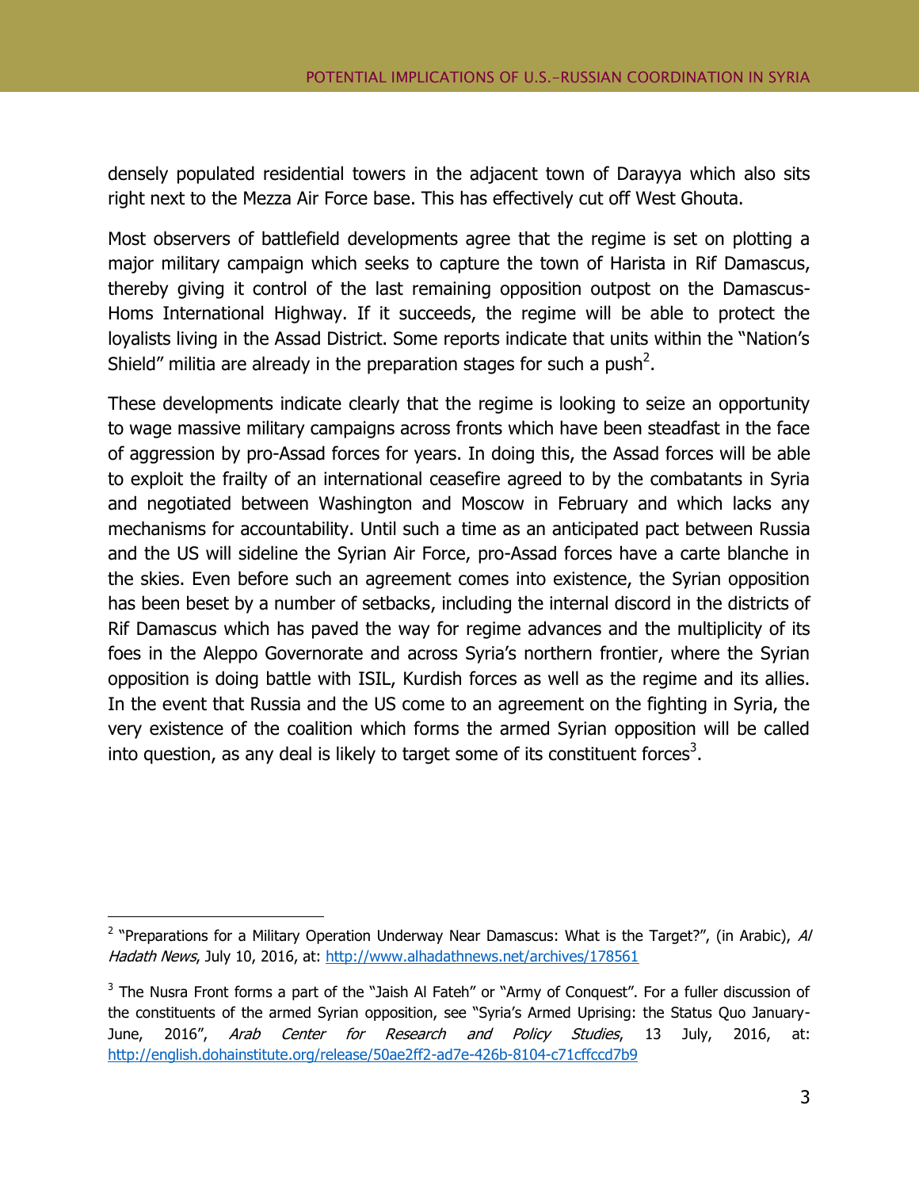densely populated residential towers in the adjacent town of Darayya which also sits right next to the Mezza Air Force base. This has effectively cut off West Ghouta.

Most observers of battlefield developments agree that the regime is set on plotting a major military campaign which seeks to capture the town of Harista in Rif Damascus, thereby giving it control of the last remaining opposition outpost on the Damascus-Homs International Highway. If it succeeds, the regime will be able to protect the loyalists living in the Assad District. Some reports indicate that units within the "Nation's Shield" militia are already in the preparation stages for such a push[2].

These developments indicate clearly that the regime is looking to seize an opportunity to wage massive military campaigns across fronts which have been steadfast in the face of aggression by pro-Assad forces for years. In doing this, the Assad forces will be able to exploit the frailty of an international ceasefire agreed to by the combatants in Syria and negotiated between Washington and Moscow in February and which lacks any mechanisms for accountability. Until such a time as an anticipated pact between Russia and the US will sideline the Syrian Air Force, pro-Assad forces have a carte blanche in the skies. Even before such an agreement comes into existence, the Syrian opposition has been beset by a number of setbacks, including the internal discord in the districts of Rif Damascus which has paved the way for regime advances and the multiplicity of its foes in the Aleppo Governorate and across Syria's northern frontier, where the Syrian opposition is doing battle with ISIL, Kurdish forces as well as the regime and its allies. In the event that Russia and the US come to an agreement on the fighting in Syria, the very existence of the coalition which forms the armed Syrian opposition will be called into question, as any deal is likely to target some of its constituent forces[3].

---

[2] "Preparations for a Military Operation Underway Near Damascus: What is the Target?", (in Arabic), *Al Hadath News*, July 10, 2016, at: http://www.alhadathnews.net/archives/178561

[3] The Nusra Front forms a part of the "Jaish Al Fateh" or "Army of Conquest". For a fuller discussion of the constituents of the armed Syrian opposition, see "Syria's Armed Uprising: the Status Quo January-June, 2016", *Arab Center for Research and Policy Studies*, 13 July, 2016, at: http://english.dohainstitute.org/release/50ae2ff2-ad7e-426b-8104-c71cffccd7b9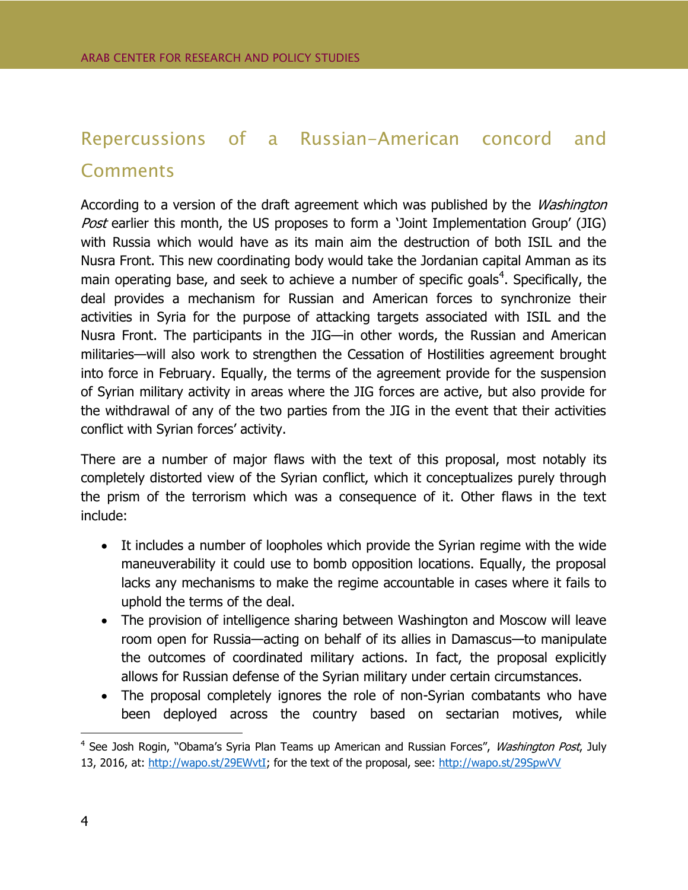## Repercussions of a Russian-American concord and Comments

According to a version of the draft agreement which was published by the *Washington Post* earlier this month, the US proposes to form a 'Joint Implementation Group' (JIG) with Russia which would have as its main aim the destruction of both ISIL and the Nusra Front. This new coordinating body would take the Jordanian capital Amman as its main operating base, and seek to achieve a number of specific goals[4]. Specifically, the deal provides a mechanism for Russian and American forces to synchronize their activities in Syria for the purpose of attacking targets associated with ISIL and the Nusra Front. The participants in the JIG—in other words, the Russian and American militaries—will also work to strengthen the Cessation of Hostilities agreement brought into force in February. Equally, the terms of the agreement provide for the suspension of Syrian military activity in areas where the JIG forces are active, but also provide for the withdrawal of any of the two parties from the JIG in the event that their activities conflict with Syrian forces' activity.

There are a number of major flaws with the text of this proposal, most notably its completely distorted view of the Syrian conflict, which it conceptualizes purely through the prism of the terrorism which was a consequence of it. Other flaws in the text include:

- It includes a number of loopholes which provide the Syrian regime with the wide maneuverability it could use to bomb opposition locations. Equally, the proposal lacks any mechanisms to make the regime accountable in cases where it fails to uphold the terms of the deal.
- The provision of intelligence sharing between Washington and Moscow will leave room open for Russia—acting on behalf of its allies in Damascus—to manipulate the outcomes of coordinated military actions. In fact, the proposal explicitly allows for Russian defense of the Syrian military under certain circumstances.
- The proposal completely ignores the role of non-Syrian combatants who have been deployed across the country based on sectarian motives, while

[4] See Josh Rogin, "Obama's Syria Plan Teams up American and Russian Forces", *Washington Post*, July 13, 2016, at: http://wapo.st/29EWvtI; for the text of the proposal, see: http://wapo.st/29SpwVV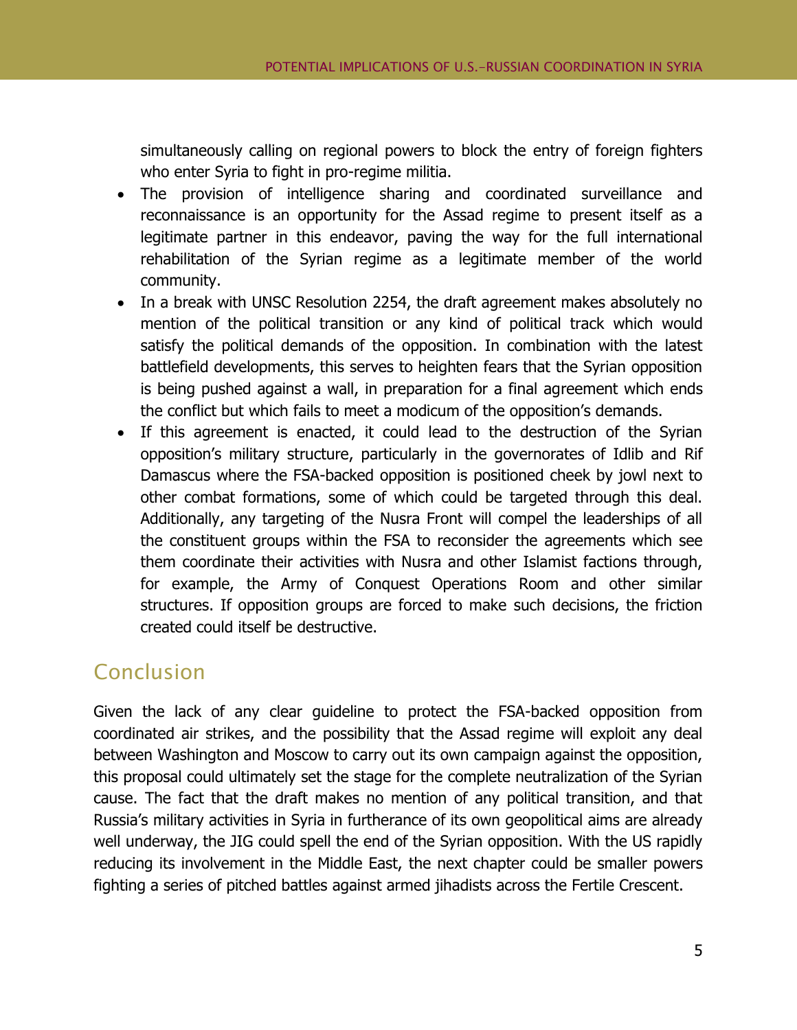simultaneously calling on regional powers to block the entry of foreign fighters who enter Syria to fight in pro-regime militia.

- The provision of intelligence sharing and coordinated surveillance and reconnaissance is an opportunity for the Assad regime to present itself as a legitimate partner in this endeavor, paving the way for the full international rehabilitation of the Syrian regime as a legitimate member of the world community.
- In a break with UNSC Resolution 2254, the draft agreement makes absolutely no mention of the political transition or any kind of political track which would satisfy the political demands of the opposition. In combination with the latest battlefield developments, this serves to heighten fears that the Syrian opposition is being pushed against a wall, in preparation for a final agreement which ends the conflict but which fails to meet a modicum of the opposition's demands.
- If this agreement is enacted, it could lead to the destruction of the Syrian opposition's military structure, particularly in the governorates of Idlib and Rif Damascus where the FSA-backed opposition is positioned cheek by jowl next to other combat formations, some of which could be targeted through this deal. Additionally, any targeting of the Nusra Front will compel the leaderships of all the constituent groups within the FSA to reconsider the agreements which see them coordinate their activities with Nusra and other Islamist factions through, for example, the Army of Conquest Operations Room and other similar structures. If opposition groups are forced to make such decisions, the friction created could itself be destructive.

## Conclusion

Given the lack of any clear guideline to protect the FSA-backed opposition from coordinated air strikes, and the possibility that the Assad regime will exploit any deal between Washington and Moscow to carry out its own campaign against the opposition, this proposal could ultimately set the stage for the complete neutralization of the Syrian cause. The fact that the draft makes no mention of any political transition, and that Russia's military activities in Syria in furtherance of its own geopolitical aims are already well underway, the JIG could spell the end of the Syrian opposition. With the US rapidly reducing its involvement in the Middle East, the next chapter could be smaller powers fighting a series of pitched battles against armed jihadists across the Fertile Crescent.